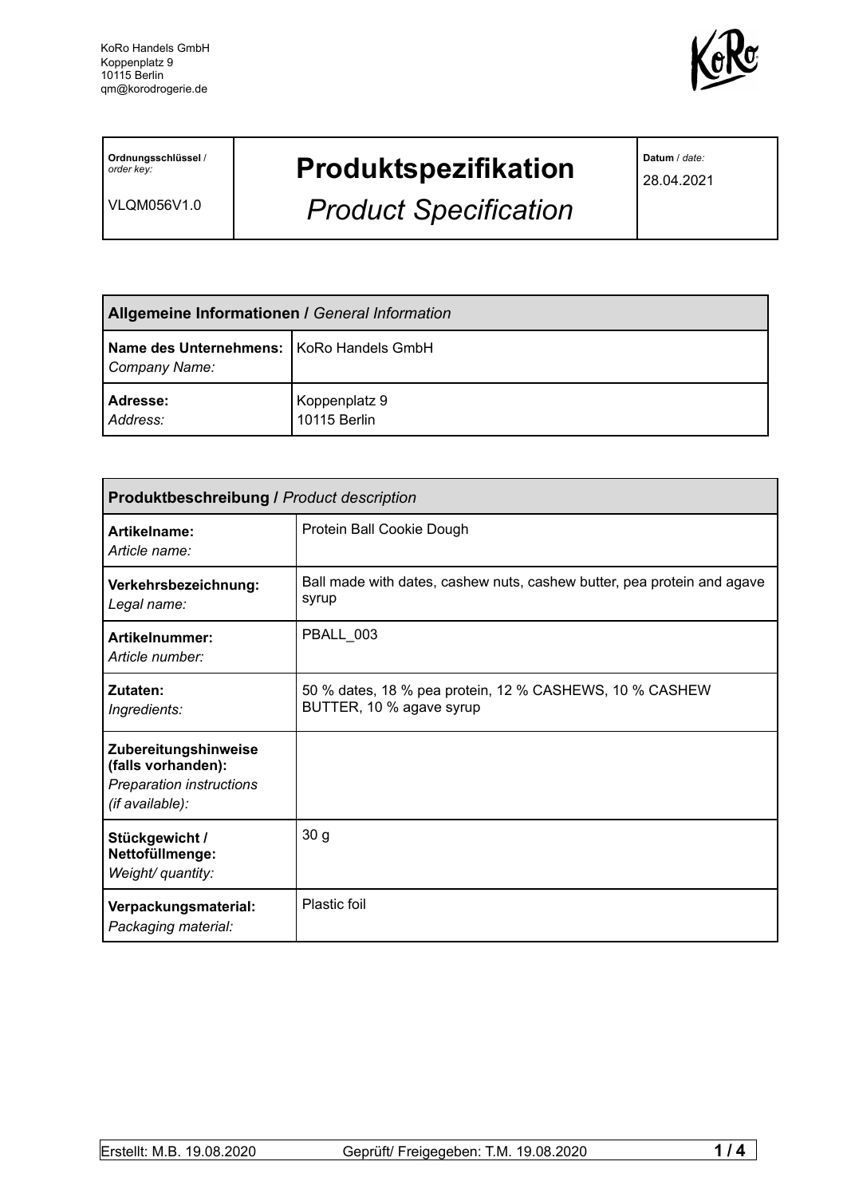KoRo Handels GmbH
Koppenplatz 9
10115 Berlin
qm@korodrogerie.de

| **Ordnungsschlüssel** / *order key:* VLQM056V1.0 | **Produktspezifikation** *Product Specification* | **Datum** / *date:* 28.04.2021 |
|---|---|---|

| **Allgemeine Informationen /** *General Information* | |
|---|---|
| **Name des Unternehmens:** *Company Name:* | KoRo Handels GmbH |
| **Adresse:** *Address:* | Koppenplatz 9 10115 Berlin |

| **Produktbeschreibung /** *Product description* | |
|---|---|
| **Artikelname:** *Article name:* | Protein Ball Cookie Dough |
| **Verkehrsbezeichnung:** *Legal name:* | Ball made with dates, cashew nuts, cashew butter, pea protein and agave syrup |
| **Artikelnummer:** *Article number:* | PBALL_003 |
| **Zutaten:** *Ingredients:* | 50 % dates, 18 % pea protein, 12 % CASHEWS, 10 % CASHEW BUTTER, 10 % agave syrup |
| **Zubereitungshinweise (falls vorhanden):** *Preparation instructions (if available):* | |
| **Stückgewicht / Nettofüllmenge:** *Weight/ quantity:* | 30 g |
| **Verpackungsmaterial:** *Packaging material:* | Plastic foil |

Erstellt: M.B. 19.08.2020 Geprüft/ Freigegeben: T.M. 19.08.2020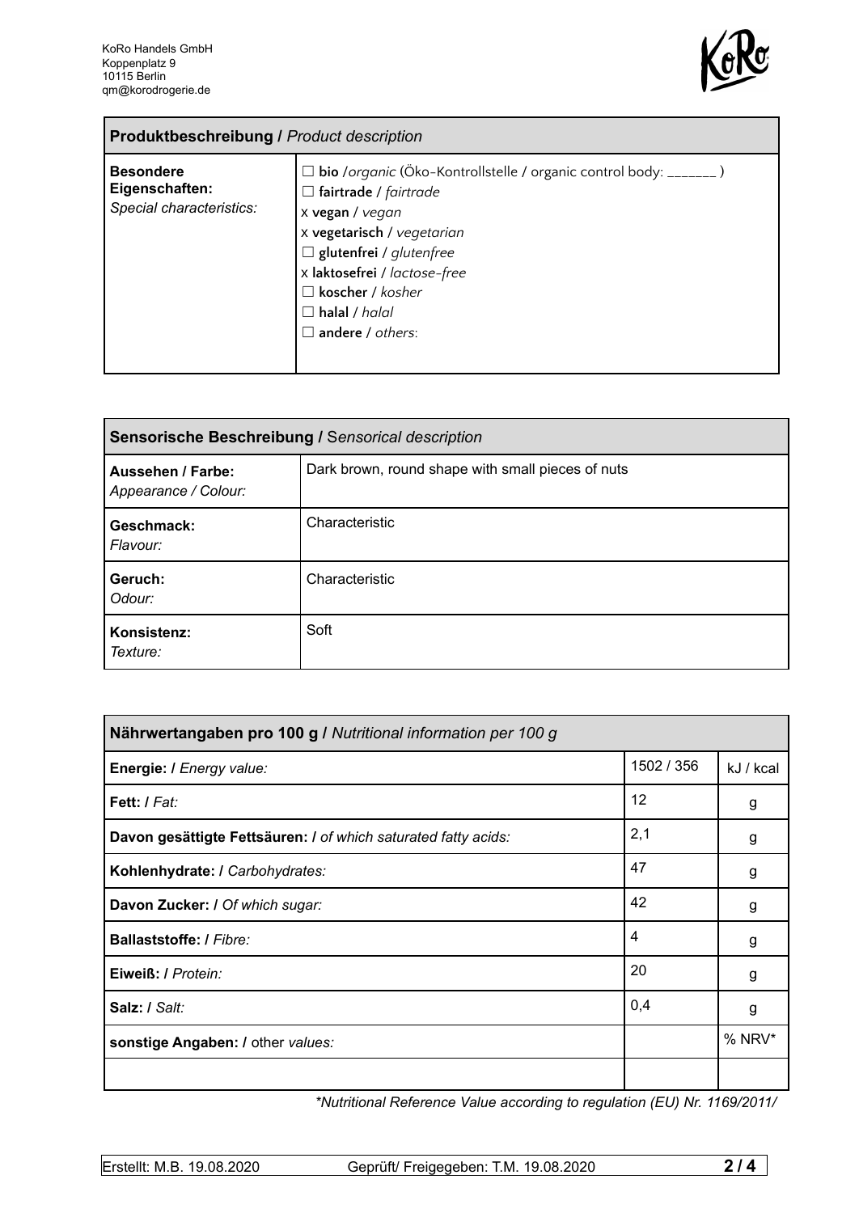| **Produktbeschreibung /** *Product description* | |
|---|---|
| **Besondere Eigenschaften:** *Special characteristics:* | ☐ **bio** /*organic* (Öko-Kontrollstelle / organic control body: _______ )<br>☐ **fairtrade** / *fairtrade*<br>x **vegan** / *vegan*<br>x **vegetarisch** / *vegetarian*<br>☐ **glutenfrei** / *glutenfree*<br>x **laktosefrei** / *lactose-free*<br>☐ **koscher** / *kosher*<br>☐ **halal** / *halal*<br>☐ **andere** / *others*: |

| **Sensorische Beschreibung /** *Sensorical description* | |
|---|---|
| **Aussehen / Farbe:** *Appearance / Colour:* | Dark brown, round shape with small pieces of nuts |
| **Geschmack:** *Flavour:* | Characteristic |
| **Geruch:** *Odour:* | Characteristic |
| **Konsistenz:** *Texture:* | Soft |

| **Nährwertangaben pro 100 g /** *Nutritional information per 100 g* | | |
|---|---|---|
| **Energie: /** *Energy value:* | 1502 / 356 | kJ / kcal |
| **Fett: /** *Fat:* | 12 | g |
| **Davon gesättigte Fettsäuren: /** *of which saturated fatty acids:* | 2,1 | g |
| **Kohlenhydrate: /** *Carbohydrates:* | 47 | g |
| **Davon Zucker: /** *Of which sugar:* | 42 | g |
| **Ballaststoffe: /** *Fibre:* | 4 | g |
| **Eiweiß: /** *Protein:* | 20 | g |
| **Salz: /** *Salt:* | 0,4 | g |
| **sonstige Angaben: /** other *values:* | | % NRV* |
| | | |

*\*Nutritional Reference Value according to regulation (EU) Nr. 1169/2011/*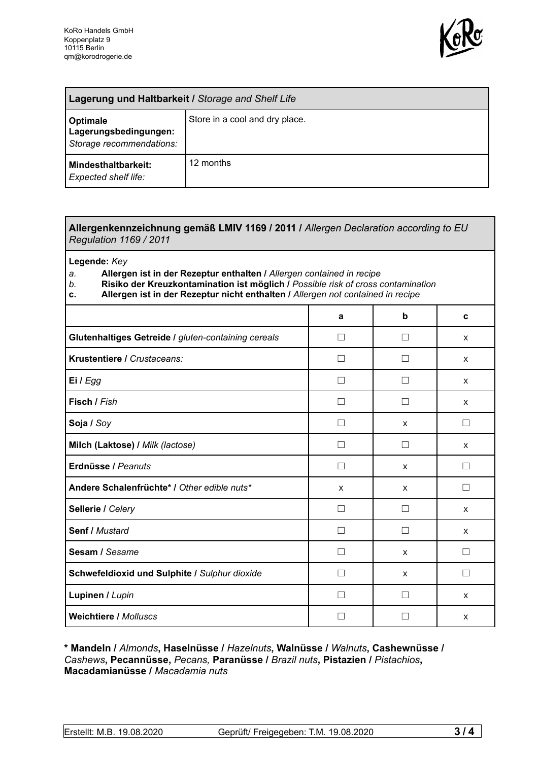KoRo Handels GmbH
Koppenplatz 9
10115 Berlin
qm@korodrogerie.de

| **Lagerung und Haltbarkeit /** *Storage and Shelf Life* | |
|---|---|
| **Optimale Lagerungsbedingungen:** *Storage recommendations:* | Store in a cool and dry place. |
| **Mindesthaltbarkeit:** *Expected shelf life:* | 12 months |

**Allergenkennzeichnung gemäß LMIV 1169 / 2011 /** *Allergen Declaration according to EU Regulation 1169 / 2011*

**Legende:** *Key*

*a.* **Allergen ist in der Rezeptur enthalten /** *Allergen contained in recipe*
*b.* **Risiko der Kreuzkontamination ist möglich /** *Possible risk of cross contamination*
**c. Allergen ist in der Rezeptur nicht enthalten /** *Allergen not contained in recipe*

| | a | b | c |
|---|---|---|---|
| **Glutenhaltiges Getreide /** *gluten-containing cereals* | ☐ | ☐ | x |
| **Krustentiere /** *Crustaceans:* | ☐ | ☐ | x |
| **Ei /** *Egg* | ☐ | ☐ | x |
| **Fisch /** *Fish* | ☐ | ☐ | x |
| **Soja /** *Soy* | ☐ | x | ☐ |
| **Milch (Laktose) /** *Milk (lactose)* | ☐ | ☐ | x |
| **Erdnüsse /** *Peanuts* | ☐ | x | ☐ |
| **Andere Schalenfrüchte\* /** *Other edible nuts\** | x | x | ☐ |
| **Sellerie /** *Celery* | ☐ | ☐ | x |
| **Senf /** *Mustard* | ☐ | ☐ | x |
| **Sesam /** *Sesame* | ☐ | x | ☐ |
| **Schwefeldioxid und Sulphite /** *Sulphur dioxide* | ☐ | x | ☐ |
| **Lupinen /** *Lupin* | ☐ | ☐ | x |
| **Weichtiere /** *Molluscs* | ☐ | ☐ | x |

**\* Mandeln /** *Almonds*, **Haselnüsse /** *Hazelnuts*, **Walnüsse /** *Walnuts*, **Cashewnüsse /** *Cashews*, **Pecannüsse,** *Pecans,* **Paranüsse /** *Brazil nuts*, **Pistazien /** *Pistachios*, **Macadamianüsse /** *Macadamia nuts*

Erstellt: M.B. 19.08.2020 Geprüft/ Freigegeben: T.M. 19.08.2020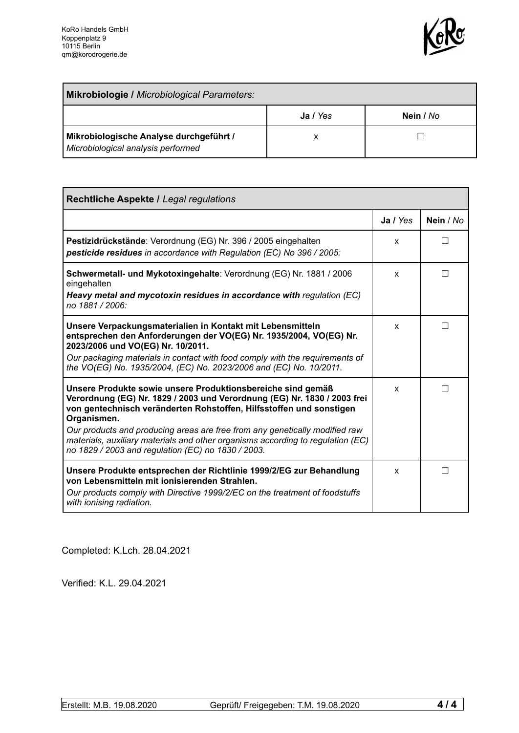| **Mikrobiologie /** *Microbiological Parameters:* | | |
|---|---|---|
| | **Ja /** *Yes* | **Nein /** *No* |
| **Mikrobiologische Analyse durchgeführt /** *Microbiological analysis performed* | x | ☐ |

| **Rechtliche Aspekte /** *Legal regulations* | | |
|---|---|---|
| | **Ja /** *Yes* | **Nein** / *No* |
| **Pestizidrückstände**: Verordnung (EG) Nr. 396 / 2005 eingehalten<br>***pesticide residues*** *in accordance with Regulation (EC) No 396 / 2005:* | x | ☐ |
| **Schwermetall- und Mykotoxingehalte**: Verordnung (EG) Nr. 1881 / 2006 eingehalten<br>***Heavy metal and mycotoxin residues in accordance with*** *regulation (EC) no 1881 / 2006:* | x | ☐ |
| **Unsere Verpackungsmaterialien in Kontakt mit Lebensmitteln entsprechen den Anforderungen der VO(EG) Nr. 1935/2004, VO(EG) Nr. 2023/2006 und VO(EG) Nr. 10/2011.**<br>*Our packaging materials in contact with food comply with the requirements of the VO(EG) No. 1935/2004, (EC) No. 2023/2006 and (EC) No. 10/2011.* | x | ☐ |
| **Unsere Produkte sowie unsere Produktionsbereiche sind gemäß Verordnung (EG) Nr. 1829 / 2003 und Verordnung (EG) Nr. 1830 / 2003 frei von gentechnisch veränderten Rohstoffen, Hilfsstoffen und sonstigen Organismen.**<br>*Our products and producing areas are free from any genetically modified raw materials, auxiliary materials and other organisms according to regulation (EC) no 1829 / 2003 and regulation (EC) no 1830 / 2003.* | x | ☐ |
| **Unsere Produkte entsprechen der Richtlinie 1999/2/EG zur Behandlung von Lebensmitteln mit ionisierenden Strahlen.**<br>*Our products comply with Directive 1999/2/EC on the treatment of foodstuffs with ionising radiation.* | x | ☐ |

Completed: K.Lch. 28.04.2021

Verified: K.L. 29.04.2021